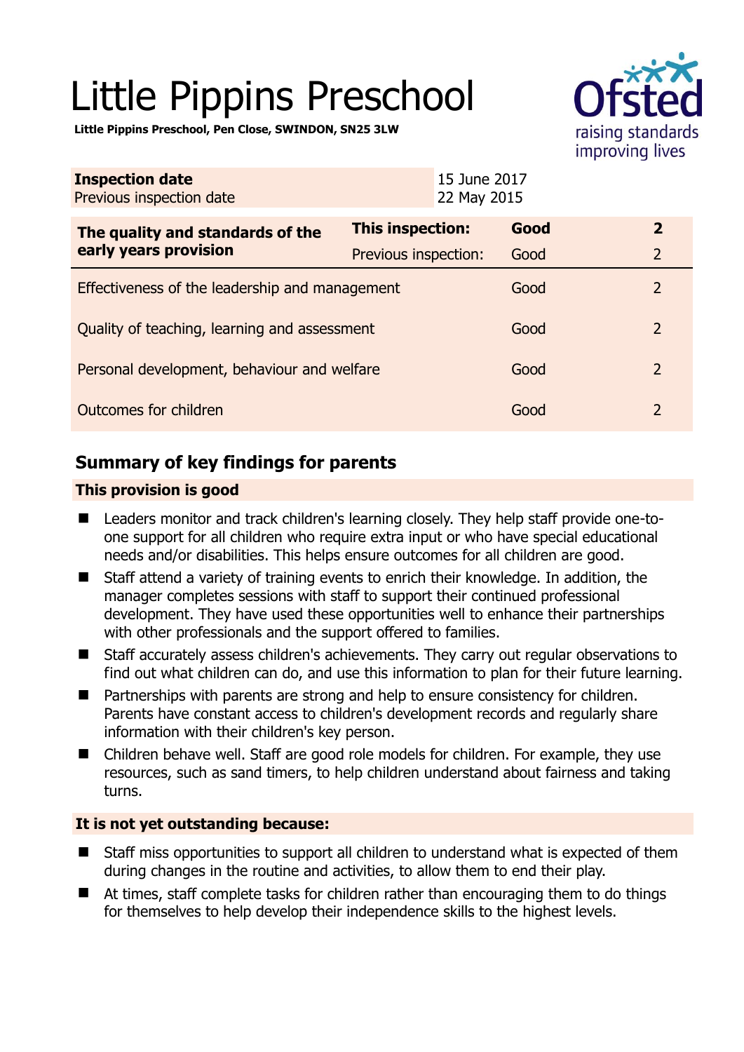# Little Pippins Preschool

**Little Pippins Preschool, Pen Close, SWINDON, SN25 3LW**

| | |
|---|---|
| **Inspection date** | 15 June 2017 |
| Previous inspection date | 22 May 2015 |

| **The quality and standards of the early years provision** | **This inspection:** | **Good** | **2** |
|---|---|---|---|
| | Previous inspection: | Good | 2 |
| Effectiveness of the leadership and management | | Good | 2 |
| Quality of teaching, learning and assessment | | Good | 2 |
| Personal development, behaviour and welfare | | Good | 2 |
| Outcomes for children | | Good | 2 |

## Summary of key findings for parents

### This provision is good

- Leaders monitor and track children's learning closely. They help staff provide one-to-one support for all children who require extra input or who have special educational needs and/or disabilities. This helps ensure outcomes for all children are good.
- Staff attend a variety of training events to enrich their knowledge. In addition, the manager completes sessions with staff to support their continued professional development. They have used these opportunities well to enhance their partnerships with other professionals and the support offered to families.
- Staff accurately assess children's achievements. They carry out regular observations to find out what children can do, and use this information to plan for their future learning.
- Partnerships with parents are strong and help to ensure consistency for children. Parents have constant access to children's development records and regularly share information with their children's key person.
- Children behave well. Staff are good role models for children. For example, they use resources, such as sand timers, to help children understand about fairness and taking turns.

### It is not yet outstanding because:

- Staff miss opportunities to support all children to understand what is expected of them during changes in the routine and activities, to allow them to end their play.
- At times, staff complete tasks for children rather than encouraging them to do things for themselves to help develop their independence skills to the highest levels.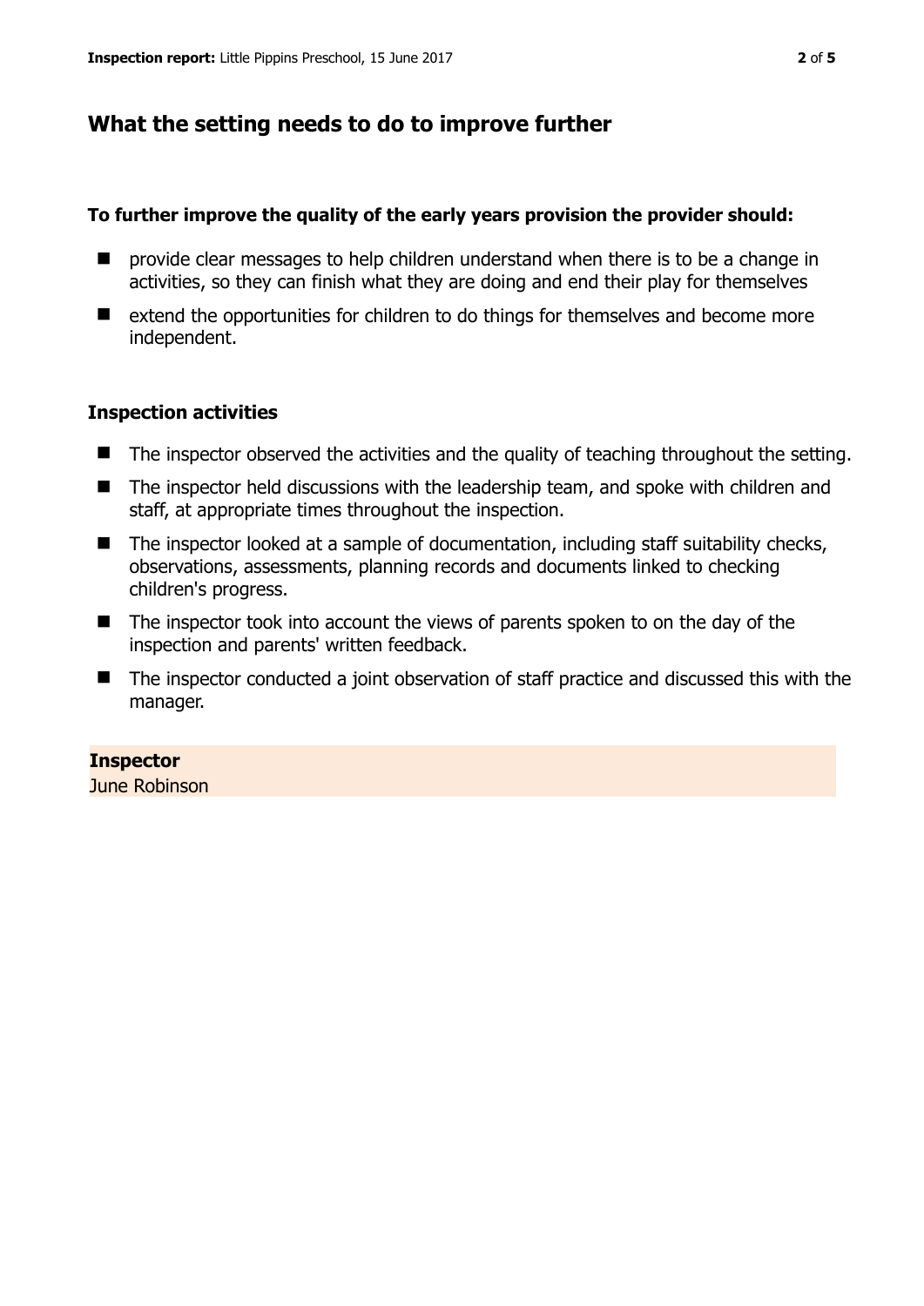## What the setting needs to do to improve further

**To further improve the quality of the early years provision the provider should:**

- provide clear messages to help children understand when there is to be a change in activities, so they can finish what they are doing and end their play for themselves
- extend the opportunities for children to do things for themselves and become more independent.

### Inspection activities

- The inspector observed the activities and the quality of teaching throughout the setting.
- The inspector held discussions with the leadership team, and spoke with children and staff, at appropriate times throughout the inspection.
- The inspector looked at a sample of documentation, including staff suitability checks, observations, assessments, planning records and documents linked to checking children's progress.
- The inspector took into account the views of parents spoken to on the day of the inspection and parents' written feedback.
- The inspector conducted a joint observation of staff practice and discussed this with the manager.

**Inspector**
June Robinson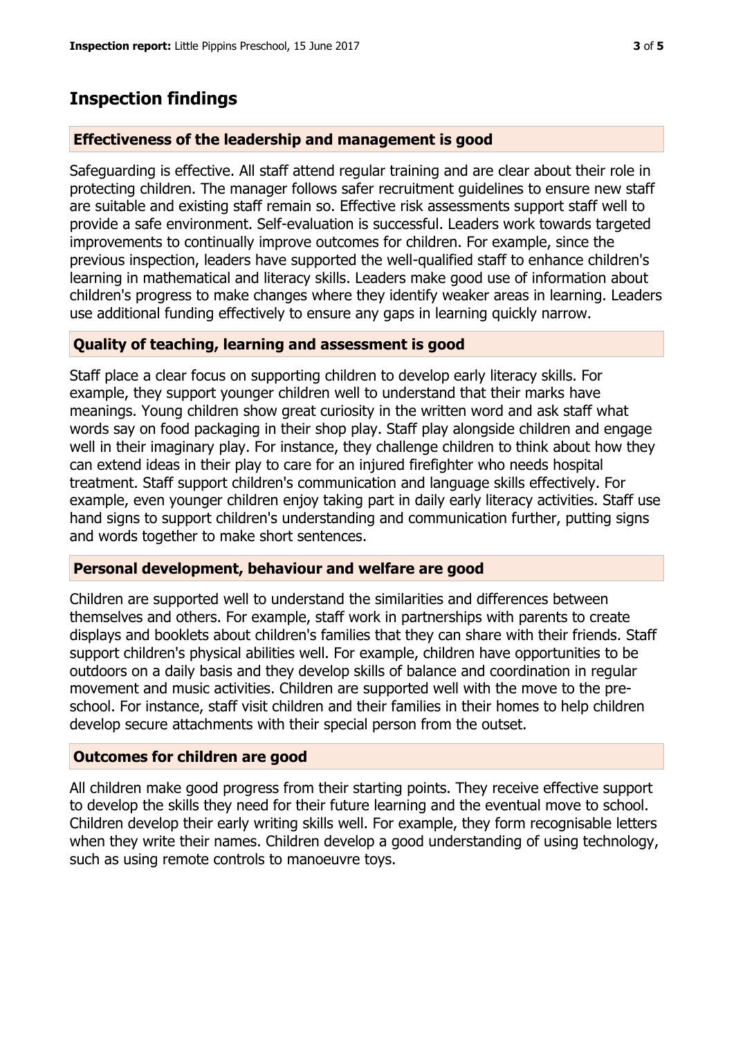## Inspection findings

### Effectiveness of the leadership and management is good

Safeguarding is effective. All staff attend regular training and are clear about their role in protecting children. The manager follows safer recruitment guidelines to ensure new staff are suitable and existing staff remain so. Effective risk assessments support staff well to provide a safe environment. Self-evaluation is successful. Leaders work towards targeted improvements to continually improve outcomes for children. For example, since the previous inspection, leaders have supported the well-qualified staff to enhance children's learning in mathematical and literacy skills. Leaders make good use of information about children's progress to make changes where they identify weaker areas in learning. Leaders use additional funding effectively to ensure any gaps in learning quickly narrow.

### Quality of teaching, learning and assessment is good

Staff place a clear focus on supporting children to develop early literacy skills. For example, they support younger children well to understand that their marks have meanings. Young children show great curiosity in the written word and ask staff what words say on food packaging in their shop play. Staff play alongside children and engage well in their imaginary play. For instance, they challenge children to think about how they can extend ideas in their play to care for an injured firefighter who needs hospital treatment. Staff support children's communication and language skills effectively. For example, even younger children enjoy taking part in daily early literacy activities. Staff use hand signs to support children's understanding and communication further, putting signs and words together to make short sentences.

### Personal development, behaviour and welfare are good

Children are supported well to understand the similarities and differences between themselves and others. For example, staff work in partnerships with parents to create displays and booklets about children's families that they can share with their friends. Staff support children's physical abilities well. For example, children have opportunities to be outdoors on a daily basis and they develop skills of balance and coordination in regular movement and music activities. Children are supported well with the move to the pre-school. For instance, staff visit children and their families in their homes to help children develop secure attachments with their special person from the outset.

### Outcomes for children are good

All children make good progress from their starting points. They receive effective support to develop the skills they need for their future learning and the eventual move to school. Children develop their early writing skills well. For example, they form recognisable letters when they write their names. Children develop a good understanding of using technology, such as using remote controls to manoeuvre toys.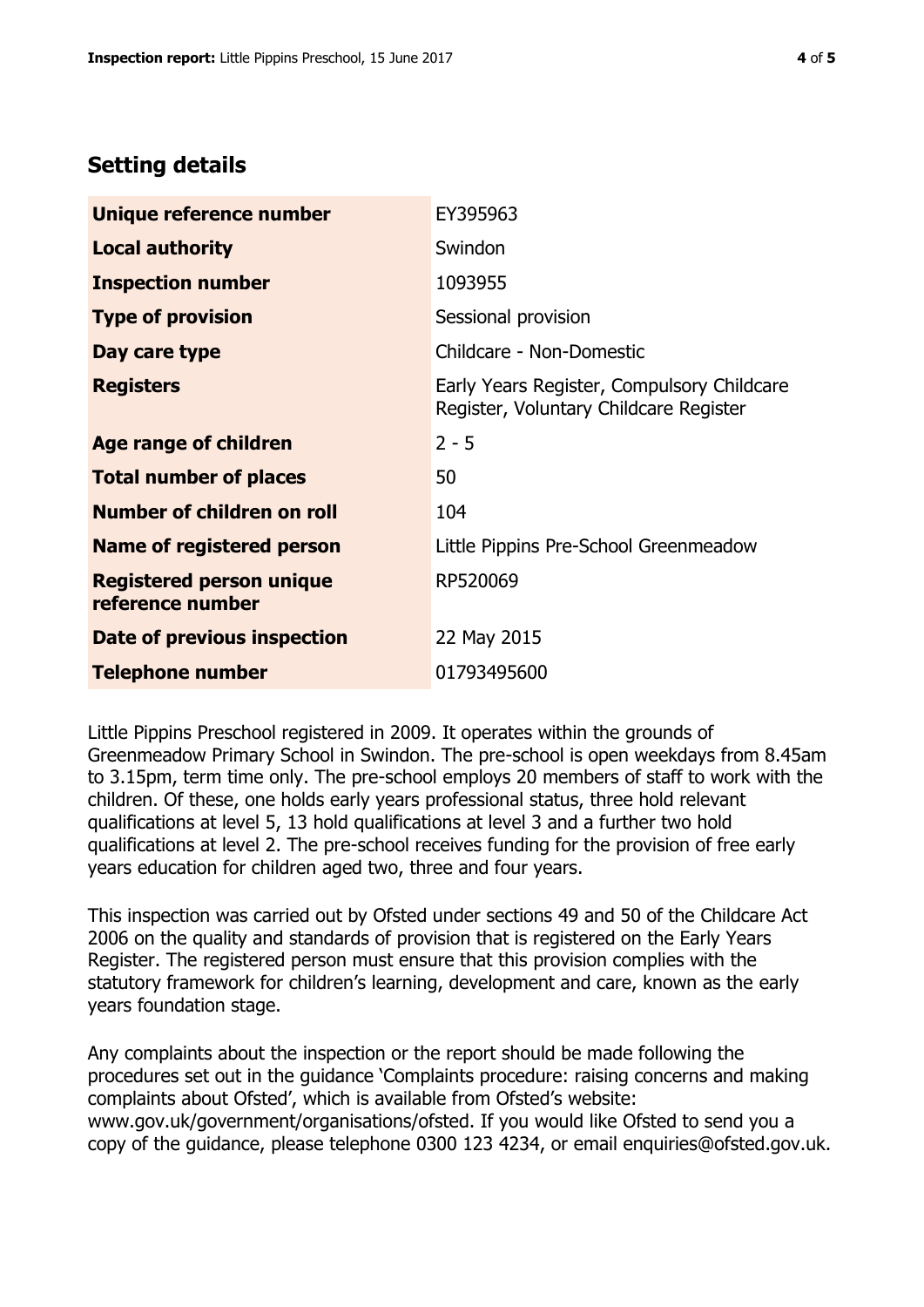## Setting details

| | |
|---|---|
| **Unique reference number** | EY395963 |
| **Local authority** | Swindon |
| **Inspection number** | 1093955 |
| **Type of provision** | Sessional provision |
| **Day care type** | Childcare - Non-Domestic |
| **Registers** | Early Years Register, Compulsory Childcare Register, Voluntary Childcare Register |
| **Age range of children** | 2 - 5 |
| **Total number of places** | 50 |
| **Number of children on roll** | 104 |
| **Name of registered person** | Little Pippins Pre-School Greenmeadow |
| **Registered person unique reference number** | RP520069 |
| **Date of previous inspection** | 22 May 2015 |
| **Telephone number** | 01793495600 |

Little Pippins Preschool registered in 2009. It operates within the grounds of Greenmeadow Primary School in Swindon. The pre-school is open weekdays from 8.45am to 3.15pm, term time only. The pre-school employs 20 members of staff to work with the children. Of these, one holds early years professional status, three hold relevant qualifications at level 5, 13 hold qualifications at level 3 and a further two hold qualifications at level 2. The pre-school receives funding for the provision of free early years education for children aged two, three and four years.

This inspection was carried out by Ofsted under sections 49 and 50 of the Childcare Act 2006 on the quality and standards of provision that is registered on the Early Years Register. The registered person must ensure that this provision complies with the statutory framework for children's learning, development and care, known as the early years foundation stage.

Any complaints about the inspection or the report should be made following the procedures set out in the guidance 'Complaints procedure: raising concerns and making complaints about Ofsted', which is available from Ofsted's website: www.gov.uk/government/organisations/ofsted. If you would like Ofsted to send you a copy of the guidance, please telephone 0300 123 4234, or email enquiries@ofsted.gov.uk.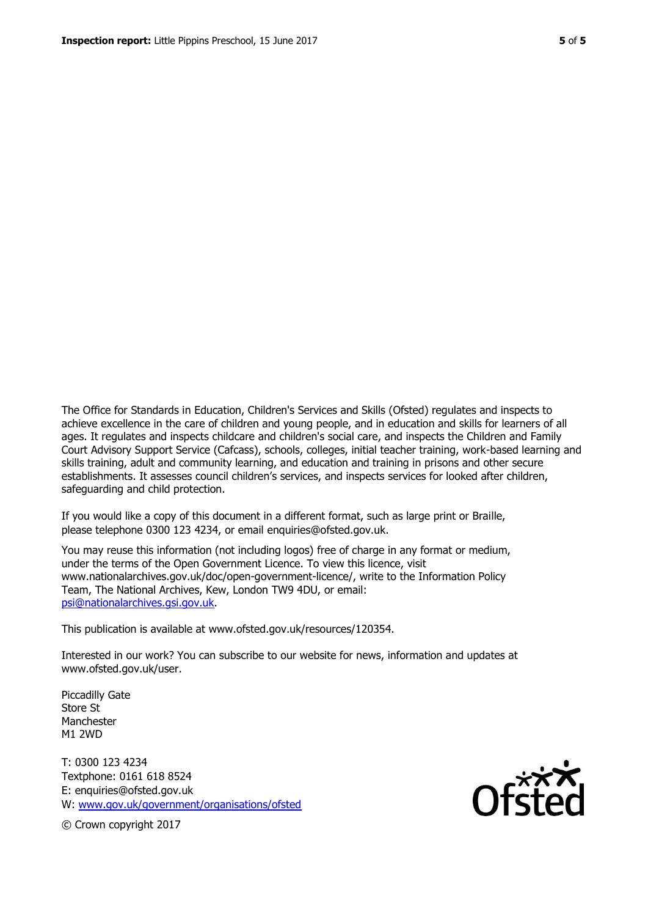The Office for Standards in Education, Children's Services and Skills (Ofsted) regulates and inspects to achieve excellence in the care of children and young people, and in education and skills for learners of all ages. It regulates and inspects childcare and children's social care, and inspects the Children and Family Court Advisory Support Service (Cafcass), schools, colleges, initial teacher training, work-based learning and skills training, adult and community learning, and education and training in prisons and other secure establishments. It assesses council children's services, and inspects services for looked after children, safeguarding and child protection.

If you would like a copy of this document in a different format, such as large print or Braille, please telephone 0300 123 4234, or email enquiries@ofsted.gov.uk.

You may reuse this information (not including logos) free of charge in any format or medium, under the terms of the Open Government Licence. To view this licence, visit www.nationalarchives.gov.uk/doc/open-government-licence/, write to the Information Policy Team, The National Archives, Kew, London TW9 4DU, or email: psi@nationalarchives.gsi.gov.uk.

This publication is available at www.ofsted.gov.uk/resources/120354.

Interested in our work? You can subscribe to our website for news, information and updates at www.ofsted.gov.uk/user.

Piccadilly Gate
Store St
Manchester
M1 2WD

T: 0300 123 4234
Textphone: 0161 618 8524
E: enquiries@ofsted.gov.uk
W: www.gov.uk/government/organisations/ofsted

© Crown copyright 2017